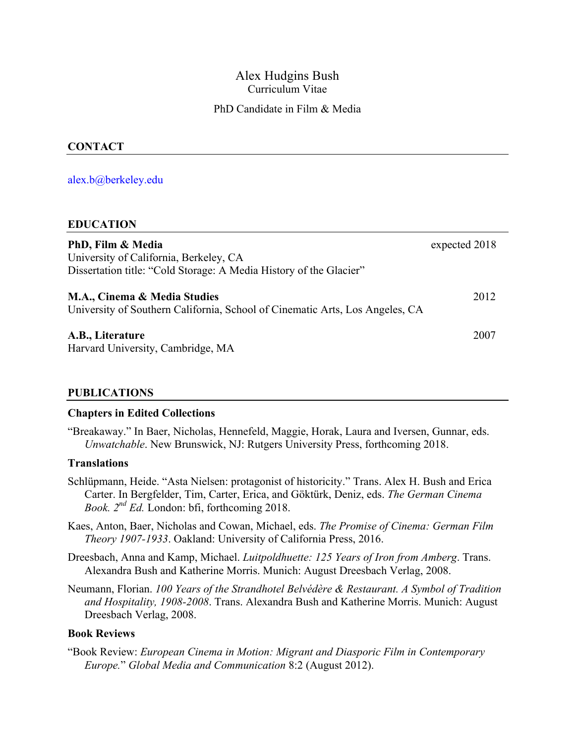# Alex Hudgins Bush

Curriculum Vitae

PhD Candidate in Film & Media

## CONTACT

alex.b@berkeley.edu

## EDUCATION

**PhD, Film & Media** — expected 2018
University of California, Berkeley, CA
Dissertation title: "Cold Storage: A Media History of the Glacier"

**M.A., Cinema & Media Studies** — 2012
University of Southern California, School of Cinematic Arts, Los Angeles, CA

**A.B., Literature** — 2007
Harvard University, Cambridge, MA

## PUBLICATIONS

### Chapters in Edited Collections

"Breakaway." In Baer, Nicholas, Hennefeld, Maggie, Horak, Laura and Iversen, Gunnar, eds. *Unwatchable*. New Brunswick, NJ: Rutgers University Press, forthcoming 2018.

### Translations

Schlüpmann, Heide. "Asta Nielsen: protagonist of historicity." Trans. Alex H. Bush and Erica Carter. In Bergfelder, Tim, Carter, Erica, and Göktürk, Deniz, eds. *The German Cinema Book. 2nd Ed.* London: bfi, forthcoming 2018.

Kaes, Anton, Baer, Nicholas and Cowan, Michael, eds. *The Promise of Cinema: German Film Theory 1907-1933*. Oakland: University of California Press, 2016.

Dreesbach, Anna and Kamp, Michael. *Luitpoldhuette: 125 Years of Iron from Amberg*. Trans. Alexandra Bush and Katherine Morris. Munich: August Dreesbach Verlag, 2008.

Neumann, Florian. *100 Years of the Strandhotel Belvédère & Restaurant. A Symbol of Tradition and Hospitality, 1908-2008*. Trans. Alexandra Bush and Katherine Morris. Munich: August Dreesbach Verlag, 2008.

### Book Reviews

"Book Review: *European Cinema in Motion: Migrant and Diasporic Film in Contemporary Europe.*" *Global Media and Communication* 8:2 (August 2012).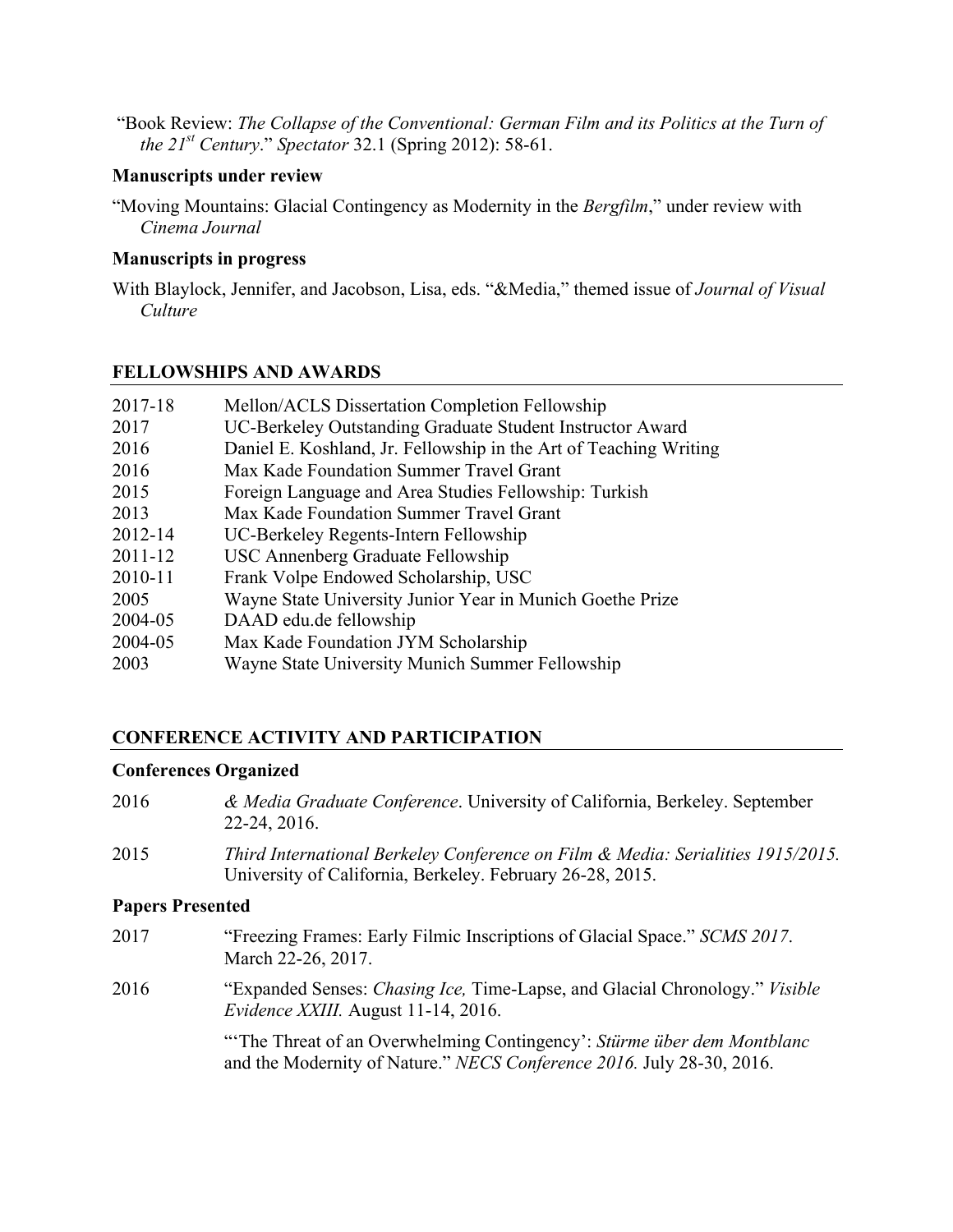"Book Review: *The Collapse of the Conventional: German Film and its Politics at the Turn of the 21st Century*." *Spectator* 32.1 (Spring 2012): 58-61.

### Manuscripts under review

"Moving Mountains: Glacial Contingency as Modernity in the *Bergfilm*," under review with *Cinema Journal*

### Manuscripts in progress

With Blaylock, Jennifer, and Jacobson, Lisa, eds. "&Media," themed issue of *Journal of Visual Culture*

## FELLOWSHIPS AND AWARDS

| | |
|---|---|
| 2017-18 | Mellon/ACLS Dissertation Completion Fellowship |
| 2017 | UC-Berkeley Outstanding Graduate Student Instructor Award |
| 2016 | Daniel E. Koshland, Jr. Fellowship in the Art of Teaching Writing |
| 2016 | Max Kade Foundation Summer Travel Grant |
| 2015 | Foreign Language and Area Studies Fellowship: Turkish |
| 2013 | Max Kade Foundation Summer Travel Grant |
| 2012-14 | UC-Berkeley Regents-Intern Fellowship |
| 2011-12 | USC Annenberg Graduate Fellowship |
| 2010-11 | Frank Volpe Endowed Scholarship, USC |
| 2005 | Wayne State University Junior Year in Munich Goethe Prize |
| 2004-05 | DAAD edu.de fellowship |
| 2004-05 | Max Kade Foundation JYM Scholarship |
| 2003 | Wayne State University Munich Summer Fellowship |

## CONFERENCE ACTIVITY AND PARTICIPATION

### Conferences Organized

2016 — *& Media Graduate Conference*. University of California, Berkeley. September 22-24, 2016.

2015 — *Third International Berkeley Conference on Film & Media: Serialities 1915/2015.* University of California, Berkeley. February 26-28, 2015.

### Papers Presented

2017 — "Freezing Frames: Early Filmic Inscriptions of Glacial Space." *SCMS 2017*. March 22-26, 2017.

2016 — "Expanded Senses: *Chasing Ice,* Time-Lapse, and Glacial Chronology." *Visible Evidence XXIII.* August 11-14, 2016.

"'The Threat of an Overwhelming Contingency': *Stürme über dem Montblanc* and the Modernity of Nature." *NECS Conference 2016.* July 28-30, 2016.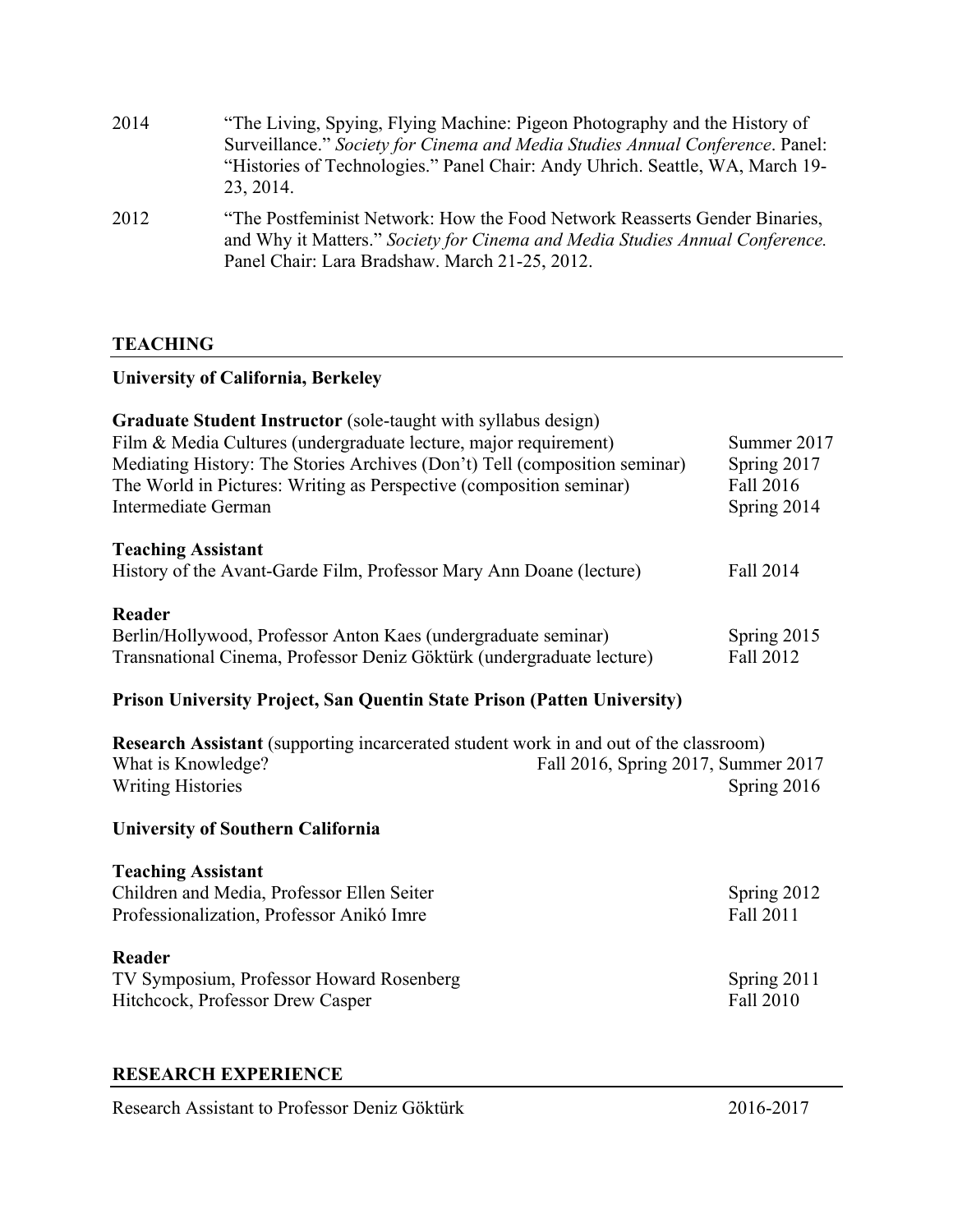2014 “The Living, Spying, Flying Machine: Pigeon Photography and the History of Surveillance.” *Society for Cinema and Media Studies Annual Conference*. Panel: “Histories of Technologies.” Panel Chair: Andy Uhrich. Seattle, WA, March 19-23, 2014.

2012 “The Postfeminist Network: How the Food Network Reasserts Gender Binaries, and Why it Matters.” *Society for Cinema and Media Studies Annual Conference.* Panel Chair: Lara Bradshaw. March 21-25, 2012.

## TEACHING

### University of California, Berkeley

**Graduate Student Instructor** (sole-taught with syllabus design)

Film & Media Cultures (undergraduate lecture, major requirement) — Summer 2017
Mediating History: The Stories Archives (Don’t) Tell (composition seminar) — Spring 2017
The World in Pictures: Writing as Perspective (composition seminar) — Fall 2016
Intermediate German — Spring 2014

**Teaching Assistant**

History of the Avant-Garde Film, Professor Mary Ann Doane (lecture) — Fall 2014

**Reader**

Berlin/Hollywood, Professor Anton Kaes (undergraduate seminar) — Spring 2015
Transnational Cinema, Professor Deniz Göktürk (undergraduate lecture) — Fall 2012

### Prison University Project, San Quentin State Prison (Patten University)

**Research Assistant** (supporting incarcerated student work in and out of the classroom)

What is Knowledge? — Fall 2016, Spring 2017, Summer 2017
Writing Histories — Spring 2016

### University of Southern California

**Teaching Assistant**

Children and Media, Professor Ellen Seiter — Spring 2012
Professionalization, Professor Anikó Imre — Fall 2011

**Reader**

TV Symposium, Professor Howard Rosenberg — Spring 2011
Hitchcock, Professor Drew Casper — Fall 2010

## RESEARCH EXPERIENCE

Research Assistant to Professor Deniz Göktürk — 2016-2017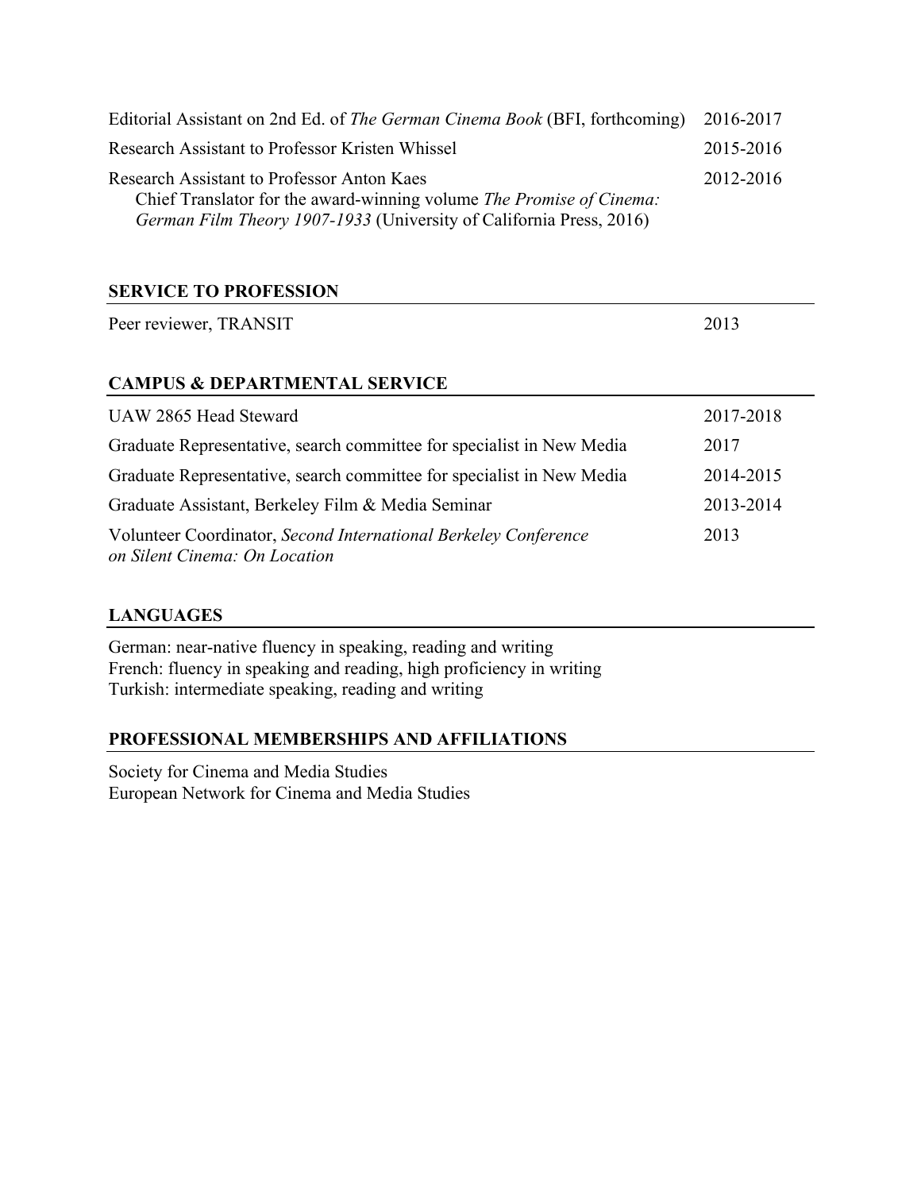Editorial Assistant on 2nd Ed. of *The German Cinema Book* (BFI, forthcoming) 2016-2017

Research Assistant to Professor Kristen Whissel 2015-2016

Research Assistant to Professor Anton Kaes 2012-2016
Chief Translator for the award-winning volume *The Promise of Cinema: German Film Theory 1907-1933* (University of California Press, 2016)

## SERVICE TO PROFESSION

Peer reviewer, TRANSIT 2013

## CAMPUS & DEPARTMENTAL SERVICE

UAW 2865 Head Steward 2017-2018

Graduate Representative, search committee for specialist in New Media 2017

Graduate Representative, search committee for specialist in New Media 2014-2015

Graduate Assistant, Berkeley Film & Media Seminar 2013-2014

Volunteer Coordinator, *Second International Berkeley Conference on Silent Cinema: On Location* 2013

## LANGUAGES

German: near-native fluency in speaking, reading and writing
French: fluency in speaking and reading, high proficiency in writing
Turkish: intermediate speaking, reading and writing

## PROFESSIONAL MEMBERSHIPS AND AFFILIATIONS

Society for Cinema and Media Studies
European Network for Cinema and Media Studies